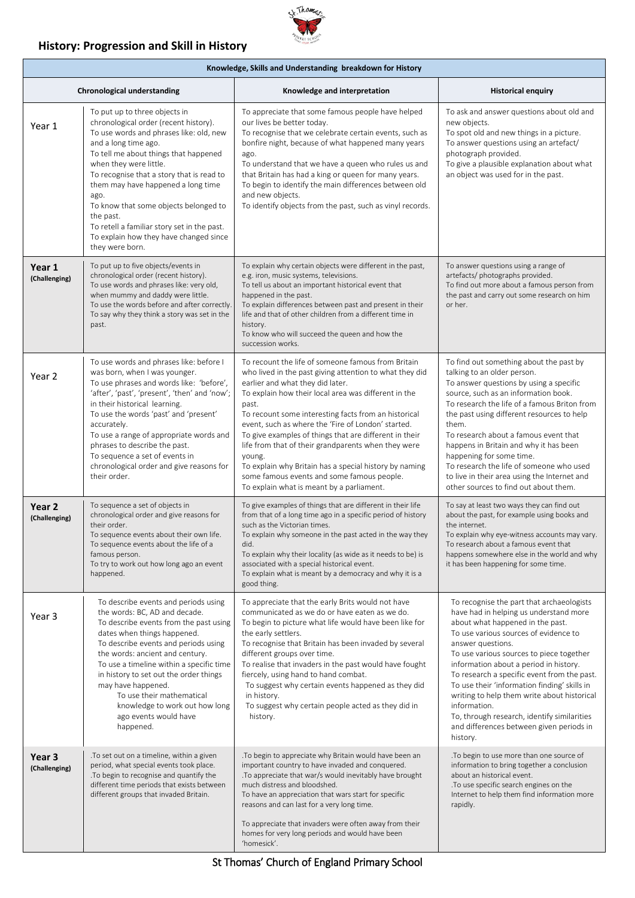# History: Progression and Skill in History

| Knowledge, Skills and Understanding breakdown for History | | | |
|---|---|---|---|
| **Chronological understanding** | | **Knowledge and interpretation** | **Historical enquiry** |
| Year 1 | To put up to three objects in chronological order (recent history).<br>To use words and phrases like: old, new and a long time ago.<br>To tell me about things that happened when they were little.<br>To recognise that a story that is read to them may have happened a long time ago.<br>To know that some objects belonged to the past.<br>To retell a familiar story set in the past.<br>To explain how they have changed since they were born. | To appreciate that some famous people have helped our lives be better today.<br>To recognise that we celebrate certain events, such as bonfire night, because of what happened many years ago.<br>To understand that we have a queen who rules us and that Britain has had a king or queen for many years.<br>To begin to identify the main differences between old and new objects.<br>To identify objects from the past, such as vinyl records. | To ask and answer questions about old and new objects.<br>To spot old and new things in a picture.<br>To answer questions using an artefact/ photograph provided.<br>To give a plausible explanation about what an object was used for in the past. |
| **Year 1 (Challenging)** | To put up to five objects/events in chronological order (recent history).<br>To use words and phrases like: very old, when mummy and daddy were little.<br>To use the words before and after correctly.<br>To say why they think a story was set in the past. | To explain why certain objects were different in the past, e.g. iron, music systems, televisions.<br>To tell us about an important historical event that happened in the past.<br>To explain differences between past and present in their life and that of other children from a different time in history.<br>To know who will succeed the queen and how the succession works. | To answer questions using a range of artefacts/ photographs provided.<br>To find out more about a famous person from the past and carry out some research on him or her. |
| Year 2 | To use words and phrases like: before I was born, when I was younger.<br>To use phrases and words like: 'before', 'after', 'past', 'present', 'then' and 'now'; in their historical learning.<br>To use the words 'past' and 'present' accurately.<br>To use a range of appropriate words and phrases to describe the past.<br>To sequence a set of events in chronological order and give reasons for their order. | To recount the life of someone famous from Britain who lived in the past giving attention to what they did earlier and what they did later.<br>To explain how their local area was different in the past.<br>To recount some interesting facts from an historical event, such as where the 'Fire of London' started.<br>To give examples of things that are different in their life from that of their grandparents when they were young.<br>To explain why Britain has a special history by naming some famous events and some famous people.<br>To explain what is meant by a parliament. | To find out something about the past by talking to an older person.<br>To answer questions by using a specific source, such as an information book.<br>To research the life of a famous Briton from the past using different resources to help them.<br>To research about a famous event that happens in Britain and why it has been happening for some time.<br>To research the life of someone who used to live in their area using the Internet and other sources to find out about them. |
| **Year 2 (Challenging)** | To sequence a set of objects in chronological order and give reasons for their order.<br>To sequence events about their own life.<br>To sequence events about the life of a famous person.<br>To try to work out how long ago an event happened. | To give examples of things that are different in their life from that of a long time ago in a specific period of history such as the Victorian times.<br>To explain why someone in the past acted in the way they did.<br>To explain why their locality (as wide as it needs to be) is associated with a special historical event.<br>To explain what is meant by a democracy and why it is a good thing. | To say at least two ways they can find out about the past, for example using books and the internet.<br>To explain why eye-witness accounts may vary.<br>To research about a famous event that happens somewhere else in the world and why it has been happening for some time. |
| Year 3 | To describe events and periods using the words: BC, AD and decade.<br>To describe events from the past using dates when things happened.<br>To describe events and periods using the words: ancient and century.<br>To use a timeline within a specific time in history to set out the order things may have happened.<br>To use their mathematical knowledge to work out how long ago events would have happened. | To appreciate that the early Brits would not have communicated as we do or have eaten as we do.<br>To begin to picture what life would have been like for the early settlers.<br>To recognise that Britain has been invaded by several different groups over time.<br>To realise that invaders in the past would have fought fiercely, using hand to hand combat.<br>To suggest why certain events happened as they did in history.<br>To suggest why certain people acted as they did in history. | To recognise the part that archaeologists have had in helping us understand more about what happened in the past.<br>To use various sources of evidence to answer questions.<br>To use various sources to piece together information about a period in history.<br>To research a specific event from the past.<br>To use their 'information finding' skills in writing to help them write about historical information.<br>To, through research, identify similarities and differences between given periods in history. |
| **Year 3 (Challenging)** | .To set out on a timeline, within a given period, what special events took place.<br>.To begin to recognise and quantify the different time periods that exists between different groups that invaded Britain. | .To begin to appreciate why Britain would have been an important country to have invaded and conquered.<br>.To appreciate that war/s would inevitably have brought much distress and bloodshed.<br>To have an appreciation that wars start for specific reasons and can last for a very long time.<br>To appreciate that invaders were often away from their homes for very long periods and would have been 'homesick'. | .To begin to use more than one source of information to bring together a conclusion about an historical event.<br>.To use specific search engines on the Internet to help them find information more rapidly. |

St Thomas' Church of England Primary School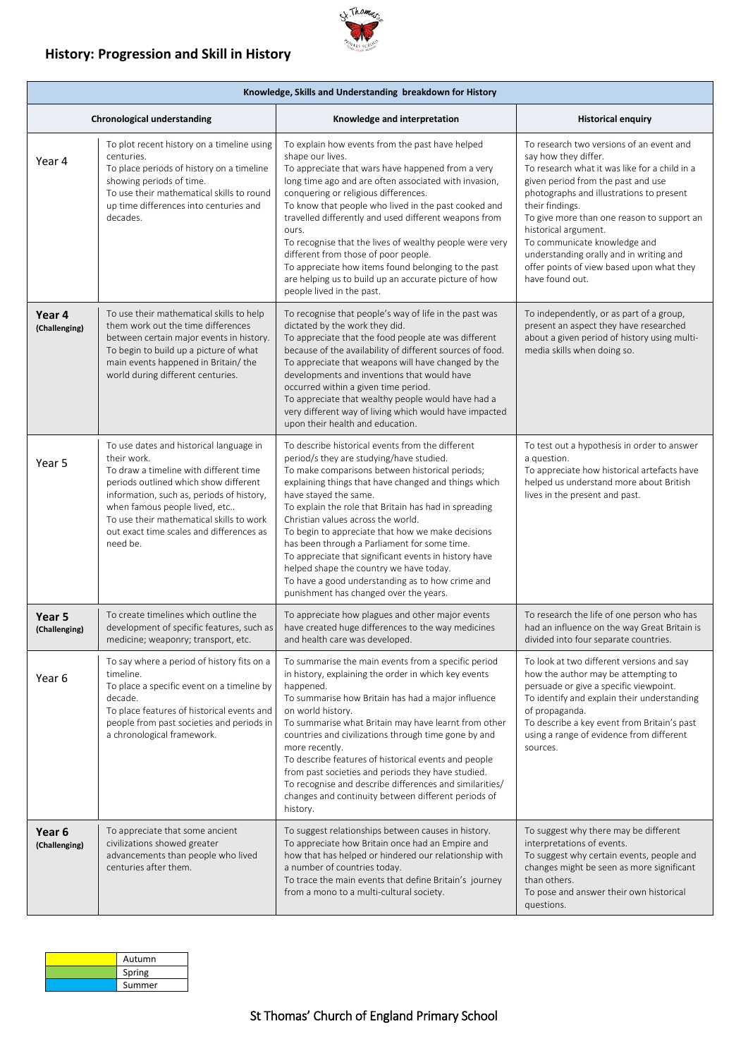# History: Progression and Skill in History

| Knowledge, Skills and Understanding breakdown for History | | | |
|---|---|---|---|
| | **Chronological understanding** | **Knowledge and interpretation** | **Historical enquiry** |
| Year 4 | To plot recent history on a timeline using centuries.<br>To place periods of history on a timeline showing periods of time.<br>To use their mathematical skills to round up time differences into centuries and decades. | To explain how events from the past have helped shape our lives.<br>To appreciate that wars have happened from a very long time ago and are often associated with invasion, conquering or religious differences.<br>To know that people who lived in the past cooked and travelled differently and used different weapons from ours.<br>To recognise that the lives of wealthy people were very different from those of poor people.<br>To appreciate how items found belonging to the past are helping us to build up an accurate picture of how people lived in the past. | To research two versions of an event and say how they differ.<br>To research what it was like for a child in a given period from the past and use photographs and illustrations to present their findings.<br>To give more than one reason to support an historical argument.<br>To communicate knowledge and understanding orally and in writing and offer points of view based upon what they have found out. |
| **Year 4 (Challenging)** | To use their mathematical skills to help them work out the time differences between certain major events in history.<br>To begin to build up a picture of what main events happened in Britain/ the world during different centuries. | To recognise that people's way of life in the past was dictated by the work they did.<br>To appreciate that the food people ate was different because of the availability of different sources of food.<br>To appreciate that weapons will have changed by the developments and inventions that would have occurred within a given time period.<br>To appreciate that wealthy people would have had a very different way of living which would have impacted upon their health and education. | To independently, or as part of a group, present an aspect they have researched about a given period of history using multi-media skills when doing so. |
| Year 5 | To use dates and historical language in their work.<br>To draw a timeline with different time periods outlined which show different information, such as, periods of history, when famous people lived, etc..<br>To use their mathematical skills to work out exact time scales and differences as need be. | To describe historical events from the different period/s they are studying/have studied.<br>To make comparisons between historical periods; explaining things that have changed and things which have stayed the same.<br>To explain the role that Britain has had in spreading Christian values across the world.<br>To begin to appreciate that how we make decisions has been through a Parliament for some time.<br>To appreciate that significant events in history have helped shape the country we have today.<br>To have a good understanding as to how crime and punishment has changed over the years. | To test out a hypothesis in order to answer a question.<br>To appreciate how historical artefacts have helped us understand more about British lives in the present and past. |
| **Year 5 (Challenging)** | To create timelines which outline the development of specific features, such as medicine; weaponry; transport, etc. | To appreciate how plagues and other major events have created huge differences to the way medicines and health care was developed. | To research the life of one person who has had an influence on the way Great Britain is divided into four separate countries. |
| Year 6 | To say where a period of history fits on a timeline.<br>To place a specific event on a timeline by decade.<br>To place features of historical events and people from past societies and periods in a chronological framework. | To summarise the main events from a specific period in history, explaining the order in which key events happened.<br>To summarise how Britain has had a major influence on world history.<br>To summarise what Britain may have learnt from other countries and civilizations through time gone by and more recently.<br>To describe features of historical events and people from past societies and periods they have studied.<br>To recognise and describe differences and similarities/ changes and continuity between different periods of history. | To look at two different versions and say how the author may be attempting to persuade or give a specific viewpoint.<br>To identify and explain their understanding of propaganda.<br>To describe a key event from Britain's past using a range of evidence from different sources. |
| **Year 6 (Challenging)** | To appreciate that some ancient civilizations showed greater advancements than people who lived centuries after them. | To suggest relationships between causes in history.<br>To appreciate how Britain once had an Empire and how that has helped or hindered our relationship with a number of countries today.<br>To trace the main events that define Britain's journey from a mono to a multi-cultural society. | To suggest why there may be different interpretations of events.<br>To suggest why certain events, people and changes might be seen as more significant than others.<br>To pose and answer their own historical questions. |

| | |
|---|---|
| | Autumn |
| | Spring |
| | Summer |

St Thomas' Church of England Primary School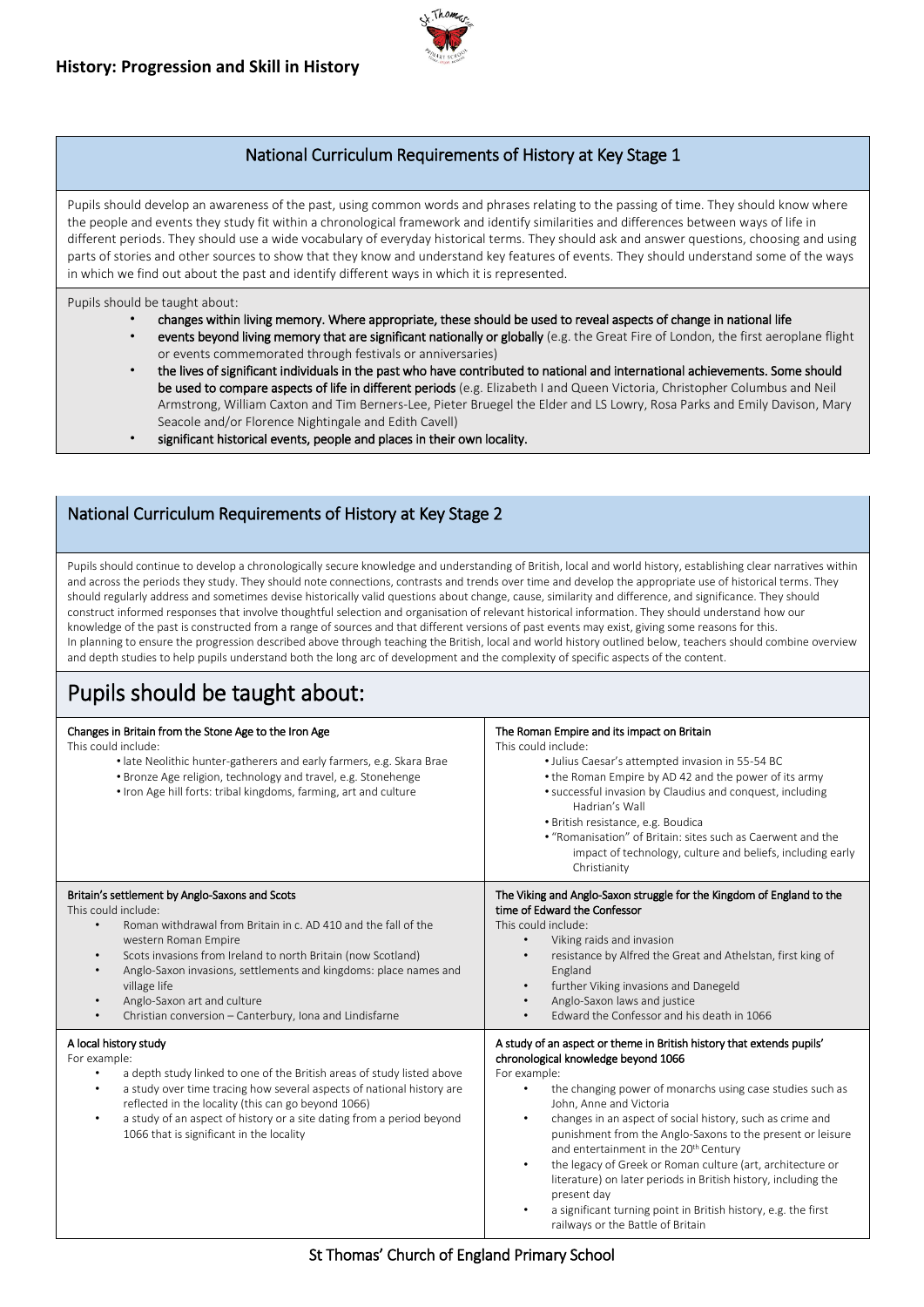## History: Progression and Skill in History

### National Curriculum Requirements of History at Key Stage 1

Pupils should develop an awareness of the past, using common words and phrases relating to the passing of time. They should know where the people and events they study fit within a chronological framework and identify similarities and differences between ways of life in different periods. They should use a wide vocabulary of everyday historical terms. They should ask and answer questions, choosing and using parts of stories and other sources to show that they know and understand key features of events. They should understand some of the ways in which we find out about the past and identify different ways in which it is represented.

Pupils should be taught about:

- **changes within living memory. Where appropriate, these should be used to reveal aspects of change in national life**
- **events beyond living memory that are significant nationally or globally** (e.g. the Great Fire of London, the first aeroplane flight or events commemorated through festivals or anniversaries)
- **the lives of significant individuals in the past who have contributed to national and international achievements. Some should be used to compare aspects of life in different periods** (e.g. Elizabeth I and Queen Victoria, Christopher Columbus and Neil Armstrong, William Caxton and Tim Berners-Lee, Pieter Bruegel the Elder and LS Lowry, Rosa Parks and Emily Davison, Mary Seacole and/or Florence Nightingale and Edith Cavell)
- **significant historical events, people and places in their own locality.**

### National Curriculum Requirements of History at Key Stage 2

Pupils should continue to develop a chronologically secure knowledge and understanding of British, local and world history, establishing clear narratives within and across the periods they study. They should note connections, contrasts and trends over time and develop the appropriate use of historical terms. They should regularly address and sometimes devise historically valid questions about change, cause, similarity and difference, and significance. They should construct informed responses that involve thoughtful selection and organisation of relevant historical information. They should understand how our knowledge of the past is constructed from a range of sources and that different versions of past events may exist, giving some reasons for this.
In planning to ensure the progression described above through teaching the British, local and world history outlined below, teachers should combine overview and depth studies to help pupils understand both the long arc of development and the complexity of specific aspects of the content.

## Pupils should be taught about:

| | |
|---|---|
| **Changes in Britain from the Stone Age to the Iron Age**<br>This could include:<br>• late Neolithic hunter-gatherers and early farmers, e.g. Skara Brae<br>• Bronze Age religion, technology and travel, e.g. Stonehenge<br>• Iron Age hill forts: tribal kingdoms, farming, art and culture | **The Roman Empire and its impact on Britain**<br>This could include:<br>• Julius Caesar's attempted invasion in 55-54 BC<br>• the Roman Empire by AD 42 and the power of its army<br>• successful invasion by Claudius and conquest, including Hadrian's Wall<br>• British resistance, e.g. Boudica<br>• "Romanisation" of Britain: sites such as Caerwent and the impact of technology, culture and beliefs, including early Christianity |
| **Britain's settlement by Anglo-Saxons and Scots**<br>This could include:<br>• Roman withdrawal from Britain in c. AD 410 and the fall of the western Roman Empire<br>• Scots invasions from Ireland to north Britain (now Scotland)<br>• Anglo-Saxon invasions, settlements and kingdoms: place names and village life<br>• Anglo-Saxon art and culture<br>• Christian conversion – Canterbury, Iona and Lindisfarne | **The Viking and Anglo-Saxon struggle for the Kingdom of England to the time of Edward the Confessor**<br>This could include:<br>• Viking raids and invasion<br>• resistance by Alfred the Great and Athelstan, first king of England<br>• further Viking invasions and Danegeld<br>• Anglo-Saxon laws and justice<br>• Edward the Confessor and his death in 1066 |
| **A local history study**<br>For example:<br>• a depth study linked to one of the British areas of study listed above<br>• a study over time tracing how several aspects of national history are reflected in the locality (this can go beyond 1066)<br>• a study of an aspect of history or a site dating from a period beyond 1066 that is significant in the locality | **A study of an aspect or theme in British history that extends pupils' chronological knowledge beyond 1066**<br>For example:<br>• the changing power of monarchs using case studies such as John, Anne and Victoria<br>• changes in an aspect of social history, such as crime and punishment from the Anglo-Saxons to the present or leisure and entertainment in the 20th Century<br>• the legacy of Greek or Roman culture (art, architecture or literature) on later periods in British history, including the present day<br>• a significant turning point in British history, e.g. the first railways or the Battle of Britain |

St Thomas' Church of England Primary School